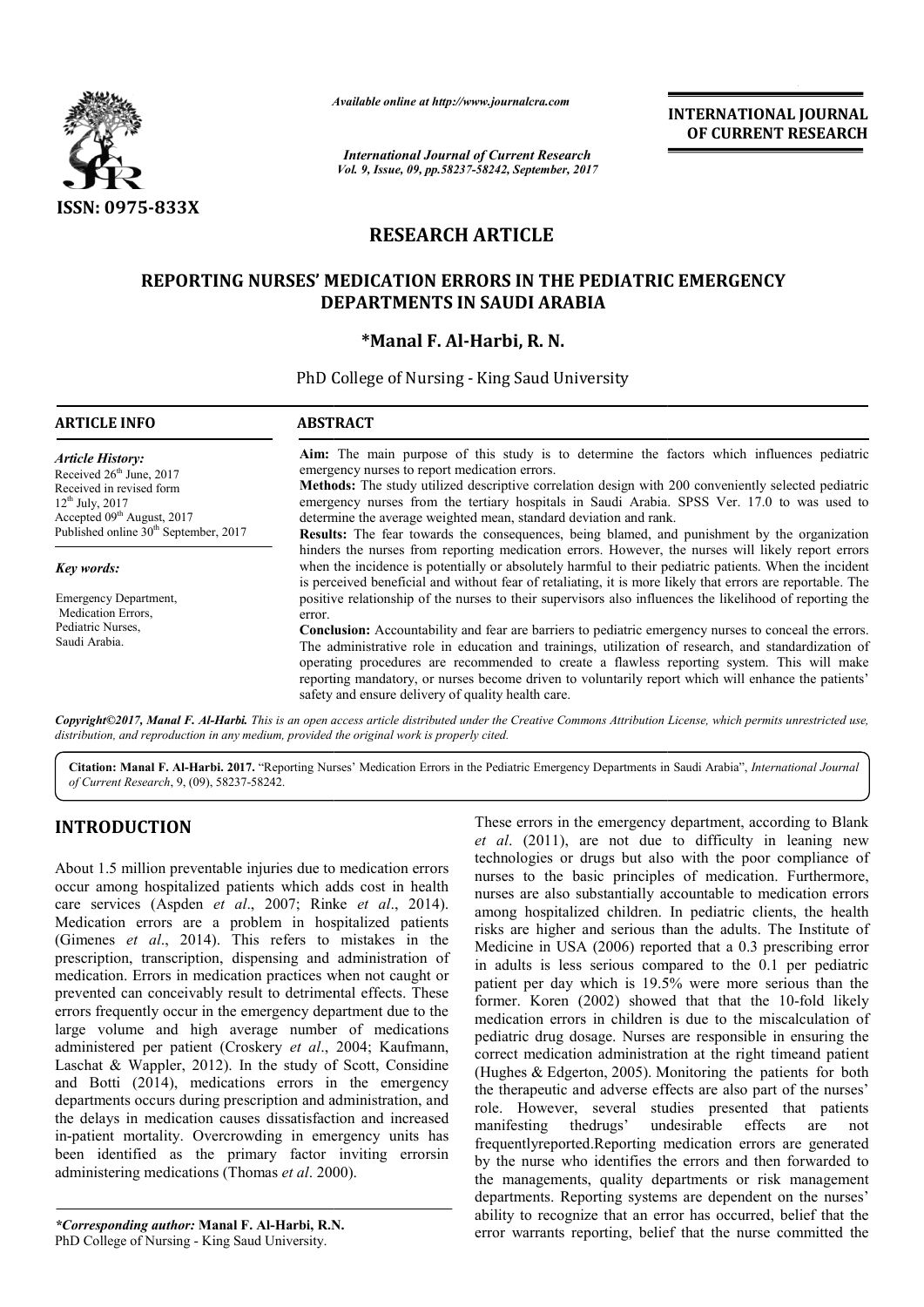*Available online at http://www.journalcra.com*

*International Journal of Current Research*
*Vol. 9, Issue, 09, pp.58237-58242, September, 2017*

**INTERNATIONAL JOURNAL OF CURRENT RESEARCH**

**ISSN: 0975-833X**

# RESEARCH ARTICLE

## REPORTING NURSES' MEDICATION ERRORS IN THE PEDIATRIC EMERGENCY DEPARTMENTS IN SAUDI ARABIA

**\*Manal F. Al-Harbi, R. N.**

PhD College of Nursing - King Saud University

**ARTICLE INFO**

*Article History:*
Received 26th June, 2017
Received in revised form 12th July, 2017
Accepted 09th August, 2017
Published online 30th September, 2017

*Key words:*
Emergency Department,
Medication Errors,
Pediatric Nurses,
Saudi Arabia.

**ABSTRACT**

**Aim:** The main purpose of this study is to determine the factors which influences pediatric emergency nurses to report medication errors.

**Methods:** The study utilized descriptive correlation design with 200 conveniently selected pediatric emergency nurses from the tertiary hospitals in Saudi Arabia. SPSS Ver. 17.0 to was used to determine the average weighted mean, standard deviation and rank.

**Results:** The fear towards the consequences, being blamed, and punishment by the organization hinders the nurses from reporting medication errors. However, the nurses will likely report errors when the incidence is potentially or absolutely harmful to their pediatric patients. When the incident is perceived beneficial and without fear of retaliating, it is more likely that errors are reportable. The positive relationship of the nurses to their supervisors also influences the likelihood of reporting the error.

**Conclusion:** Accountability and fear are barriers to pediatric emergency nurses to conceal the errors. The administrative role in education and trainings, utilization of research, and standardization of operating procedures are recommended to create a flawless reporting system. This will make reporting mandatory, or nurses become driven to voluntarily report which will enhance the patients' safety and ensure delivery of quality health care.

*Copyright©2017, Manal F. Al-Harbi. This is an open access article distributed under the Creative Commons Attribution License, which permits unrestricted use, distribution, and reproduction in any medium, provided the original work is properly cited.*

**Citation: Manal F. Al-Harbi. 2017.** "Reporting Nurses' Medication Errors in the Pediatric Emergency Departments in Saudi Arabia", *International Journal of Current Research*, 9, (09), 58237-58242.

# INTRODUCTION

About 1.5 million preventable injuries due to medication errors occur among hospitalized patients which adds cost in health care services (Aspden *et al*., 2007; Rinke *et al*., 2014). Medication errors are a problem in hospitalized patients (Gimenes *et al*., 2014). This refers to mistakes in the prescription, transcription, dispensing and administration of medication. Errors in medication practices when not caught or prevented can conceivably result to detrimental effects. These errors frequently occur in the emergency department due to the large volume and high average number of medications administered per patient (Croskery *et al*., 2004; Kaufmann, Laschat & Wappler, 2012). In the study of Scott, Considine and Botti (2014), medications errors in the emergency departments occurs during prescription and administration, and the delays in medication causes dissatisfaction and increased in-patient mortality. Overcrowding in emergency units has been identified as the primary factor inviting errorsin administering medications (Thomas *et al*. 2000).

These errors in the emergency department, according to Blank *et al*. (2011), are not due to difficulty in leaning new technologies or drugs but also with the poor compliance of nurses to the basic principles of medication. Furthermore, nurses are also substantially accountable to medication errors among hospitalized children. In pediatric clients, the health risks are higher and serious than the adults. The Institute of Medicine in USA (2006) reported that a 0.3 prescribing error in adults is less serious compared to the 0.1 per pediatric patient per day which is 19.5% were more serious than the former. Koren (2002) showed that that the 10-fold likely medication errors in children is due to the miscalculation of pediatric drug dosage. Nurses are responsible in ensuring the correct medication administration at the right timeand patient (Hughes & Edgerton, 2005). Monitoring the patients for both the therapeutic and adverse effects are also part of the nurses' role. However, several studies presented that patients manifesting thedrugs' undesirable effects are not frequentlyreported.Reporting medication errors are generated by the nurse who identifies the errors and then forwarded to the managements, quality departments or risk management departments. Reporting systems are dependent on the nurses' ability to recognize that an error has occurred, belief that the error warrants reporting, belief that the nurse committed the

*\*Corresponding author:* **Manal F. Al-Harbi, R.N.**
PhD College of Nursing - King Saud University.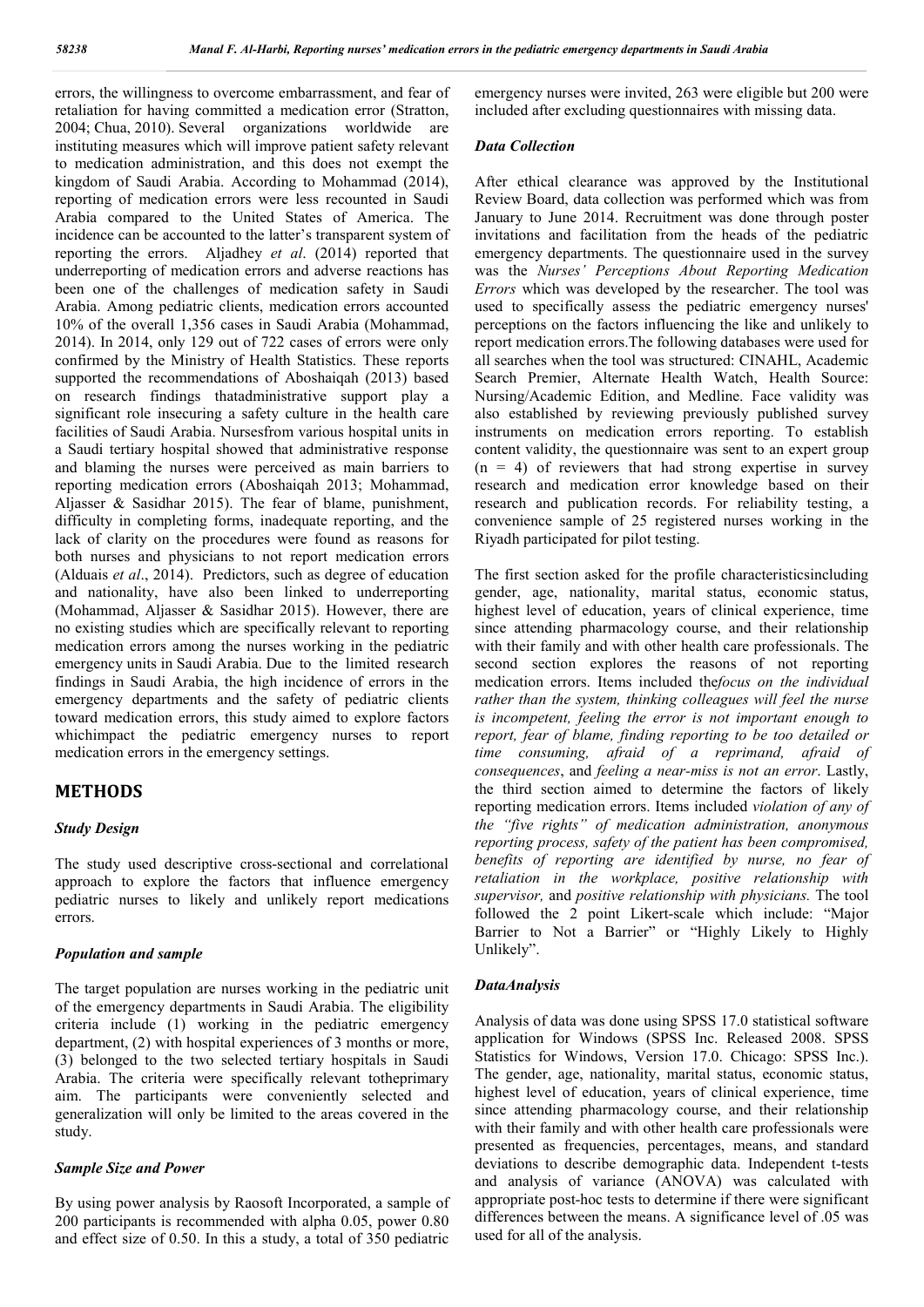errors, the willingness to overcome embarrassment, and fear of retaliation for having committed a medication error (Stratton, 2004; Chua, 2010). Several organizations worldwide are instituting measures which will improve patient safety relevant to medication administration, and this does not exempt the kingdom of Saudi Arabia. According to Mohammad (2014), reporting of medication errors were less recounted in Saudi Arabia compared to the United States of America. The incidence can be accounted to the latter's transparent system of reporting the errors. Aljadhey *et al*. (2014) reported that underreporting of medication errors and adverse reactions has been one of the challenges of medication safety in Saudi Arabia. Among pediatric clients, medication errors accounted 10% of the overall 1,356 cases in Saudi Arabia (Mohammad, 2014). In 2014, only 129 out of 722 cases of errors were only confirmed by the Ministry of Health Statistics. These reports supported the recommendations of Aboshaiqah (2013) based on research findings thatadministrative support play a significant role insecuring a safety culture in the health care facilities of Saudi Arabia. Nursesfrom various hospital units in a Saudi tertiary hospital showed that administrative response and blaming the nurses were perceived as main barriers to reporting medication errors (Aboshaiqah 2013; Mohammad, Aljasser & Sasidhar 2015). The fear of blame, punishment, difficulty in completing forms, inadequate reporting, and the lack of clarity on the procedures were found as reasons for both nurses and physicians to not report medication errors (Alduais *et al*., 2014). Predictors, such as degree of education and nationality, have also been linked to underreporting (Mohammad, Aljasser & Sasidhar 2015). However, there are no existing studies which are specifically relevant to reporting medication errors among the nurses working in the pediatric emergency units in Saudi Arabia. Due to the limited research findings in Saudi Arabia, the high incidence of errors in the emergency departments and the safety of pediatric clients toward medication errors, this study aimed to explore factors whichimpact the pediatric emergency nurses to report medication errors in the emergency settings.

## METHODS

### *Study Design*

The study used descriptive cross-sectional and correlational approach to explore the factors that influence emergency pediatric nurses to likely and unlikely report medications errors.

### *Population and sample*

The target population are nurses working in the pediatric unit of the emergency departments in Saudi Arabia. The eligibility criteria include (1) working in the pediatric emergency department, (2) with hospital experiences of 3 months or more, (3) belonged to the two selected tertiary hospitals in Saudi Arabia. The criteria were specifically relevant totheprimary aim. The participants were conveniently selected and generalization will only be limited to the areas covered in the study.

### *Sample Size and Power*

By using power analysis by Raosoft Incorporated, a sample of 200 participants is recommended with alpha 0.05, power 0.80 and effect size of 0.50. In this a study, a total of 350 pediatric emergency nurses were invited, 263 were eligible but 200 were included after excluding questionnaires with missing data.

### *Data Collection*

After ethical clearance was approved by the Institutional Review Board, data collection was performed which was from January to June 2014. Recruitment was done through poster invitations and facilitation from the heads of the pediatric emergency departments. The questionnaire used in the survey was the *Nurses' Perceptions About Reporting Medication Errors* which was developed by the researcher. The tool was used to specifically assess the pediatric emergency nurses' perceptions on the factors influencing the like and unlikely to report medication errors.The following databases were used for all searches when the tool was structured: CINAHL, Academic Search Premier, Alternate Health Watch, Health Source: Nursing/Academic Edition, and Medline. Face validity was also established by reviewing previously published survey instruments on medication errors reporting. To establish content validity, the questionnaire was sent to an expert group (n = 4) of reviewers that had strong expertise in survey research and medication error knowledge based on their research and publication records. For reliability testing, a convenience sample of 25 registered nurses working in the Riyadh participated for pilot testing.

The first section asked for the profile characteristicsincluding gender, age, nationality, marital status, economic status, highest level of education, years of clinical experience, time since attending pharmacology course, and their relationship with their family and with other health care professionals. The second section explores the reasons of not reporting medication errors. Items included the*focus on the individual rather than the system, thinking colleagues will feel the nurse is incompetent, feeling the error is not important enough to report, fear of blame, finding reporting to be too detailed or time consuming, afraid of a reprimand, afraid of consequences*, and *feeling a near-miss is not an error*. Lastly, the third section aimed to determine the factors of likely reporting medication errors. Items included *violation of any of the "five rights" of medication administration, anonymous reporting process, safety of the patient has been compromised, benefits of reporting are identified by nurse, no fear of retaliation in the workplace, positive relationship with supervisor,* and *positive relationship with physicians.* The tool followed the 2 point Likert-scale which include: "Major Barrier to Not a Barrier" or "Highly Likely to Highly Unlikely".

### *DataAnalysis*

Analysis of data was done using SPSS 17.0 statistical software application for Windows (SPSS Inc. Released 2008. SPSS Statistics for Windows, Version 17.0. Chicago: SPSS Inc.). The gender, age, nationality, marital status, economic status, highest level of education, years of clinical experience, time since attending pharmacology course, and their relationship with their family and with other health care professionals were presented as frequencies, percentages, means, and standard deviations to describe demographic data. Independent t-tests and analysis of variance (ANOVA) was calculated with appropriate post-hoc tests to determine if there were significant differences between the means. A significance level of .05 was used for all of the analysis.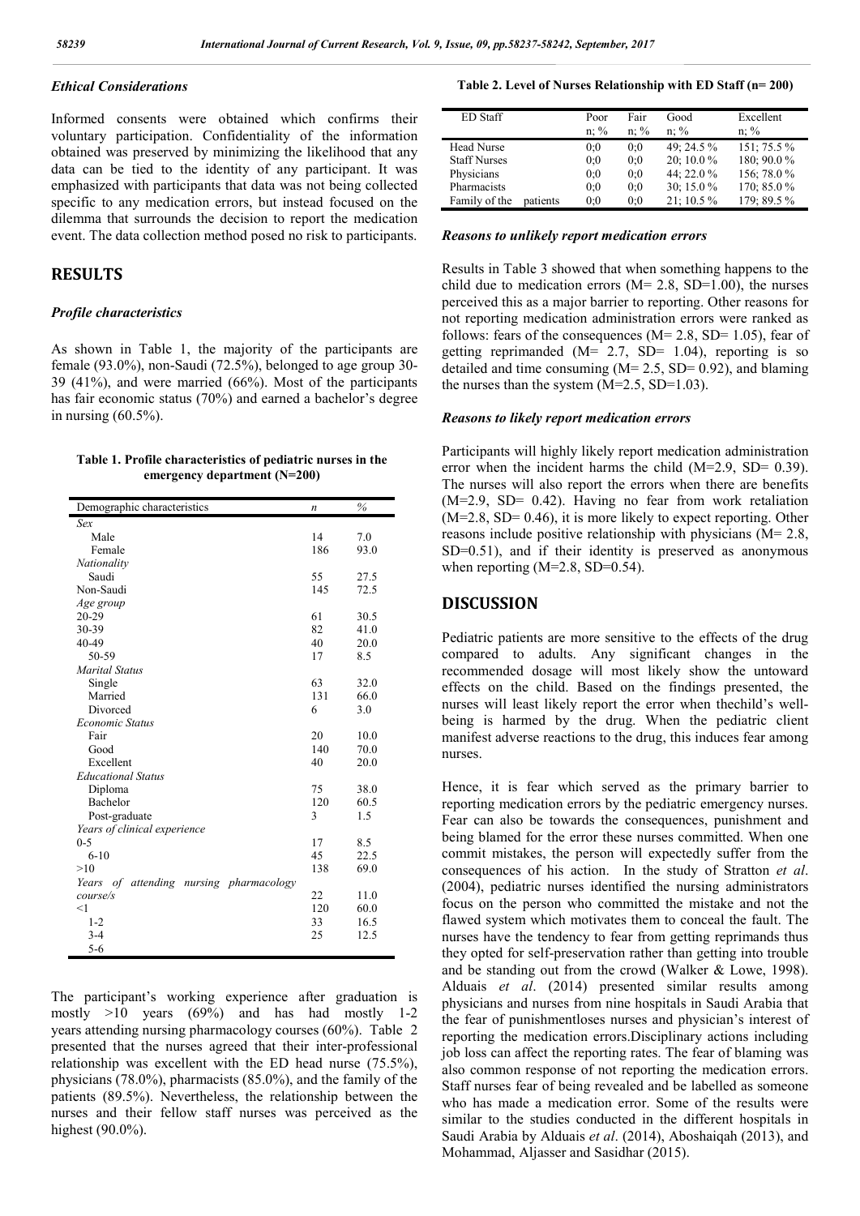### *Ethical Considerations*

Informed consents were obtained which confirms their voluntary participation. Confidentiality of the information obtained was preserved by minimizing the likelihood that any data can be tied to the identity of any participant. It was emphasized with participants that data was not being collected specific to any medication errors, but instead focused on the dilemma that surrounds the decision to report the medication event. The data collection method posed no risk to participants.

## RESULTS

### *Profile characteristics*

As shown in Table 1, the majority of the participants are female (93.0%), non-Saudi (72.5%), belonged to age group 30-39 (41%), and were married (66%). Most of the participants has fair economic status (70%) and earned a bachelor's degree in nursing (60.5%).

**Table 1. Profile characteristics of pediatric nurses in the emergency department (N=200)**

| Demographic characteristics | *n* | % |
|---|---|---|
| *Sex* | | |
| Male | 14 | 7.0 |
| Female | 186 | 93.0 |
| *Nationality* | | |
| Saudi | 55 | 27.5 |
| Non-Saudi | 145 | 72.5 |
| *Age group* | | |
| 20-29 | 61 | 30.5 |
| 30-39 | 82 | 41.0 |
| 40-49 | 40 | 20.0 |
| 50-59 | 17 | 8.5 |
| *Marital Status* | | |
| Single | 63 | 32.0 |
| Married | 131 | 66.0 |
| Divorced | 6 | 3.0 |
| *Economic Status* | | |
| Fair | 20 | 10.0 |
| Good | 140 | 70.0 |
| Excellent | 40 | 20.0 |
| *Educational Status* | | |
| Diploma | 75 | 38.0 |
| Bachelor | 120 | 60.5 |
| Post-graduate | 3 | 1.5 |
| *Years of clinical experience* | | |
| 0-5 | 17 | 8.5 |
| 6-10 | 45 | 22.5 |
| >10 | 138 | 69.0 |
| *Years of attending nursing pharmacology course/s* | 22 | 11.0 |
| <1 | 120 | 60.0 |
| 1-2 | 33 | 16.5 |
| 3-4 | 25 | 12.5 |
| 5-6 | | |

The participant's working experience after graduation is mostly >10 years (69%) and has had mostly 1-2 years attending nursing pharmacology courses (60%). Table 2 presented that the nurses agreed that their inter-professional relationship was excellent with the ED head nurse (75.5%), physicians (78.0%), pharmacists (85.0%), and the family of the patients (89.5%). Nevertheless, the relationship between the nurses and their fellow staff nurses was perceived as the highest (90.0%).

**Table 2. Level of Nurses Relationship with ED Staff (n= 200)**

| ED Staff | Poor n; % | Fair n; % | Good n; % | Excellent n; % |
|---|---|---|---|---|
| Head Nurse | 0;0 | 0;0 | 49; 24.5 % | 151; 75.5 % |
| Staff Nurses | 0;0 | 0;0 | 20; 10.0 % | 180; 90.0 % |
| Physicians | 0;0 | 0;0 | 44; 22.0 % | 156; 78.0 % |
| Pharmacists | 0;0 | 0;0 | 30; 15.0 % | 170; 85.0 % |
| Family of the patients | 0;0 | 0;0 | 21; 10.5 % | 179; 89.5 % |

### *Reasons to unlikely report medication errors*

Results in Table 3 showed that when something happens to the child due to medication errors (M= 2.8, SD=1.00), the nurses perceived this as a major barrier to reporting. Other reasons for not reporting medication administration errors were ranked as follows: fears of the consequences (M= 2.8, SD= 1.05), fear of getting reprimanded (M= 2.7, SD= 1.04), reporting is so detailed and time consuming (M= 2.5, SD= 0.92), and blaming the nurses than the system (M=2.5, SD=1.03).

### *Reasons to likely report medication errors*

Participants will highly likely report medication administration error when the incident harms the child (M=2.9, SD= 0.39). The nurses will also report the errors when there are benefits (M=2.9, SD= 0.42). Having no fear from work retaliation (M=2.8, SD= 0.46), it is more likely to expect reporting. Other reasons include positive relationship with physicians (M= 2.8, SD=0.51), and if their identity is preserved as anonymous when reporting (M=2.8, SD=0.54).

## DISCUSSION

Pediatric patients are more sensitive to the effects of the drug compared to adults. Any significant changes in the recommended dosage will most likely show the untoward effects on the child. Based on the findings presented, the nurses will least likely report the error when thechild's well-being is harmed by the drug. When the pediatric client manifest adverse reactions to the drug, this induces fear among nurses.

Hence, it is fear which served as the primary barrier to reporting medication errors by the pediatric emergency nurses. Fear can also be towards the consequences, punishment and being blamed for the error these nurses committed. When one commit mistakes, the person will expectedly suffer from the consequences of his action. In the study of Stratton *et al*. (2004), pediatric nurses identified the nursing administrators focus on the person who committed the mistake and not the flawed system which motivates them to conceal the fault. The nurses have the tendency to fear from getting reprimands thus they opted for self-preservation rather than getting into trouble and be standing out from the crowd (Walker & Lowe, 1998). Alduais *et al*. (2014) presented similar results among physicians and nurses from nine hospitals in Saudi Arabia that the fear of punishmentloses nurses and physician's interest of reporting the medication errors.Disciplinary actions including job loss can affect the reporting rates. The fear of blaming was also common response of not reporting the medication errors. Staff nurses fear of being revealed and be labelled as someone who has made a medication error. Some of the results were similar to the studies conducted in the different hospitals in Saudi Arabia by Alduais *et al*. (2014), Aboshaiqah (2013), and Mohammad, Aljasser and Sasidhar (2015).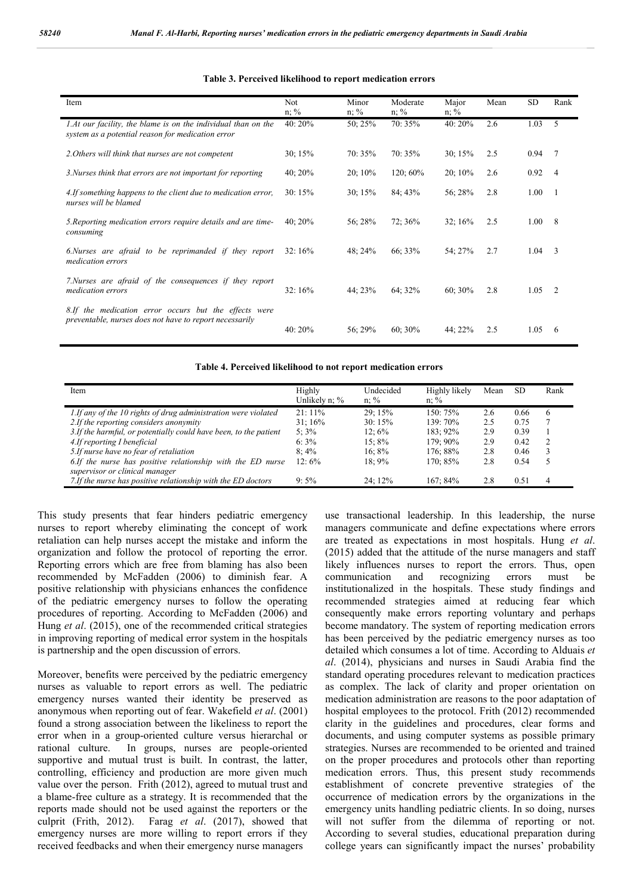**Table 3. Perceived likelihood to report medication errors**

| Item | Not n; % | Minor n; % | Moderate n; % | Major n; % | Mean | SD | Rank |
|---|---|---|---|---|---|---|---|
| *1.At our facility, the blame is on the individual than on the system as a potential reason for medication error* | 40: 20% | 50; 25% | 70: 35% | 40: 20% | 2.6 | 1.03 | 5 |
| *2.Others will think that nurses are not competent* | 30; 15% | 70: 35% | 70: 35% | 30; 15% | 2.5 | 0.94 | 7 |
| *3.Nurses think that errors are not important for reporting* | 40; 20% | 20; 10% | 120; 60% | 20; 10% | 2.6 | 0.92 | 4 |
| *4.If something happens to the client due to medication error, nurses will be blamed* | 30: 15% | 30; 15% | 84; 43% | 56; 28% | 2.8 | 1.00 | 1 |
| *5.Reporting medication errors require details and are time-consuming* | 40; 20% | 56; 28% | 72; 36% | 32; 16% | 2.5 | 1.00 | 8 |
| *6.Nurses are afraid to be reprimanded if they report medication errors* | 32: 16% | 48; 24% | 66; 33% | 54; 27% | 2.7 | 1.04 | 3 |
| *7.Nurses are afraid of the consequences if they report medication errors* | 32: 16% | 44; 23% | 64; 32% | 60; 30% | 2.8 | 1.05 | 2 |
| *8.If the medication error occurs but the effects were preventable, nurses does not have to report necessarily* | 40: 20% | 56; 29% | 60; 30% | 44; 22% | 2.5 | 1.05 | 6 |

**Table 4. Perceived likelihood to not report medication errors**

| Item | Highly Unlikely n; % | Undecided n; % | Highly likely n; % | Mean | SD | Rank |
|---|---|---|---|---|---|---|
| *1.If any of the 10 rights of drug administration were violated* | 21: 11% | 29; 15% | 150: 75% | 2.6 | 0.66 | 6 |
| *2.If the reporting considers anonymity* | 31; 16% | 30: 15% | 139: 70% | 2.5 | 0.75 | 7 |
| *3.If the harmful, or potentially could have been, to the patient* | 5; 3% | 12; 6% | 183; 92% | 2.9 | 0.39 | 1 |
| *4.If reporting I beneficial* | 6: 3% | 15; 8% | 179; 90% | 2.9 | 0.42 | 2 |
| *5.If nurse have no fear of retaliation* | 8; 4% | 16; 8% | 176; 88% | 2.8 | 0.46 | 3 |
| *6.If the nurse has positive relationship with the ED nurse supervisor or clinical manager* | 12: 6% | 18; 9% | 170; 85% | 2.8 | 0.54 | 5 |
| *7.If the nurse has positive relationship with the ED doctors* | 9: 5% | 24; 12% | 167; 84% | 2.8 | 0.51 | 4 |

This study presents that fear hinders pediatric emergency nurses to report whereby eliminating the concept of work retaliation can help nurses accept the mistake and inform the organization and follow the protocol of reporting the error. Reporting errors which are free from blaming has also been recommended by McFadden (2006) to diminish fear. A positive relationship with physicians enhances the confidence of the pediatric emergency nurses to follow the operating procedures of reporting. According to McFadden (2006) and Hung *et al*. (2015), one of the recommended critical strategies in improving reporting of medical error system in the hospitals is partnership and the open discussion of errors.

Moreover, benefits were perceived by the pediatric emergency nurses as valuable to report errors as well. The pediatric emergency nurses wanted their identity be preserved as anonymous when reporting out of fear. Wakefield *et al*. (2001) found a strong association between the likeliness to report the error when in a group-oriented culture versus hierarchal or rational culture. In groups, nurses are people-oriented supportive and mutual trust is built. In contrast, the latter, controlling, efficiency and production are more given much value over the person. Frith (2012), agreed to mutual trust and a blame-free culture as a strategy. It is recommended that the reports made should not be used against the reporters or the culprit (Frith, 2012). Farag *et al*. (2017), showed that emergency nurses are more willing to report errors if they received feedbacks and when their emergency nurse managers use transactional leadership. In this leadership, the nurse managers communicate and define expectations where errors are treated as expectations in most hospitals. Hung *et al*. (2015) added that the attitude of the nurse managers and staff likely influences nurses to report the errors. Thus, open communication and recognizing errors must be institutionalized in the hospitals. These study findings and recommended strategies aimed at reducing fear which consequently make errors reporting voluntary and perhaps become mandatory. The system of reporting medication errors has been perceived by the pediatric emergency nurses as too detailed which consumes a lot of time. According to Alduais *et al*. (2014), physicians and nurses in Saudi Arabia find the standard operating procedures relevant to medication practices as complex. The lack of clarity and proper orientation on medication administration are reasons to the poor adaptation of hospital employees to the protocol. Frith (2012) recommended clarity in the guidelines and procedures, clear forms and documents, and using computer systems as possible primary strategies. Nurses are recommended to be oriented and trained on the proper procedures and protocols other than reporting medication errors. Thus, this present study recommends establishment of concrete preventive strategies of the occurrence of medication errors by the organizations in the emergency units handling pediatric clients. In so doing, nurses will not suffer from the dilemma of reporting or not. According to several studies, educational preparation during college years can significantly impact the nurses' probability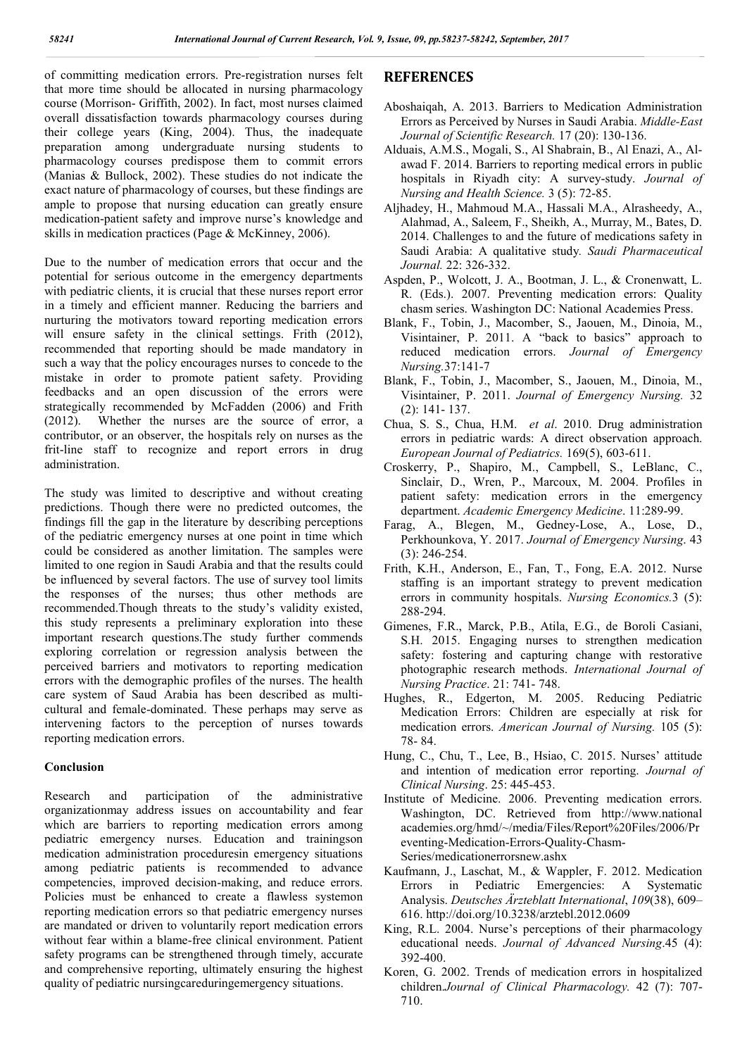of committing medication errors. Pre-registration nurses felt that more time should be allocated in nursing pharmacology course (Morrison- Griffith, 2002). In fact, most nurses claimed overall dissatisfaction towards pharmacology courses during their college years (King, 2004). Thus, the inadequate preparation among undergraduate nursing students to pharmacology courses predispose them to commit errors (Manias & Bullock, 2002). These studies do not indicate the exact nature of pharmacology of courses, but these findings are ample to propose that nursing education can greatly ensure medication-patient safety and improve nurse's knowledge and skills in medication practices (Page & McKinney, 2006).

Due to the number of medication errors that occur and the potential for serious outcome in the emergency departments with pediatric clients, it is crucial that these nurses report error in a timely and efficient manner. Reducing the barriers and nurturing the motivators toward reporting medication errors will ensure safety in the clinical settings. Frith (2012), recommended that reporting should be made mandatory in such a way that the policy encourages nurses to concede to the mistake in order to promote patient safety. Providing feedbacks and an open discussion of the errors were strategically recommended by McFadden (2006) and Frith (2012). Whether the nurses are the source of error, a contributor, or an observer, the hospitals rely on nurses as the frit-line staff to recognize and report errors in drug administration.

The study was limited to descriptive and without creating predictions. Though there were no predicted outcomes, the findings fill the gap in the literature by describing perceptions of the pediatric emergency nurses at one point in time which could be considered as another limitation. The samples were limited to one region in Saudi Arabia and that the results could be influenced by several factors. The use of survey tool limits the responses of the nurses; thus other methods are recommended.Though threats to the study's validity existed, this study represents a preliminary exploration into these important research questions.The study further commends exploring correlation or regression analysis between the perceived barriers and motivators to reporting medication errors with the demographic profiles of the nurses. The health care system of Saud Arabia has been described as multi-cultural and female-dominated. These perhaps may serve as intervening factors to the perception of nurses towards reporting medication errors.

## Conclusion

Research and participation of the administrative organizationmay address issues on accountability and fear which are barriers to reporting medication errors among pediatric emergency nurses. Education and trainingson medication administration proceduresin emergency situations among pediatric patients is recommended to advance competencies, improved decision-making, and reduce errors. Policies must be enhanced to create a flawless systemon reporting medication errors so that pediatric emergency nurses are mandated or driven to voluntarily report medication errors without fear within a blame-free clinical environment. Patient safety programs can be strengthened through timely, accurate and comprehensive reporting, ultimately ensuring the highest quality of pediatric nursingcareduringemergency situations.

## REFERENCES

Aboshaiqah, A. 2013. Barriers to Medication Administration Errors as Perceived by Nurses in Saudi Arabia. *Middle-East Journal of Scientific Research.* 17 (20): 130-136.

Alduais, A.M.S., Mogali, S., Al Shabrain, B., Al Enazi, A., Al-awad F. 2014. Barriers to reporting medical errors in public hospitals in Riyadh city: A survey-study. *Journal of Nursing and Health Science.* 3 (5): 72-85.

Aljhadey, H., Mahmoud M.A., Hassali M.A., Alrasheedy, A., Alahmad, A., Saleem, F., Sheikh, A., Murray, M., Bates, D. 2014. Challenges to and the future of medications safety in Saudi Arabia: A qualitative study. *Saudi Pharmaceutical Journal.* 22: 326-332.

Aspden, P., Wolcott, J. A., Bootman, J. L., & Cronenwatt, L. R. (Eds.). 2007. Preventing medication errors: Quality chasm series. Washington DC: National Academies Press.

Blank, F., Tobin, J., Macomber, S., Jaouen, M., Dinoia, M., Visintainer, P. 2011. A "back to basics" approach to reduced medication errors. *Journal of Emergency Nursing.*37:141-7

Blank, F., Tobin, J., Macomber, S., Jaouen, M., Dinoia, M., Visintainer, P. 2011. *Journal of Emergency Nursing.* 32 (2): 141- 137.

Chua, S. S., Chua, H.M. *et al*. 2010. Drug administration errors in pediatric wards: A direct observation approach. *European Journal of Pediatrics.* 169(5), 603-611.

Croskerry, P., Shapiro, M., Campbell, S., LeBlanc, C., Sinclair, D., Wren, P., Marcoux, M. 2004. Profiles in patient safety: medication errors in the emergency department. *Academic Emergency Medicine*. 11:289-99.

Farag, A., Blegen, M., Gedney-Lose, A., Lose, D., Perkhounkova, Y. 2017. *Journal of Emergency Nursing*. 43 (3): 246-254.

Frith, K.H., Anderson, E., Fan, T., Fong, E.A. 2012. Nurse staffing is an important strategy to prevent medication errors in community hospitals. *Nursing Economics.*3 (5): 288-294.

Gimenes, F.R., Marck, P.B., Atila, E.G., de Boroli Casiani, S.H. 2015. Engaging nurses to strengthen medication safety: fostering and capturing change with restorative photographic research methods. *International Journal of Nursing Practice*. 21: 741- 748.

Hughes, R., Edgerton, M. 2005. Reducing Pediatric Medication Errors: Children are especially at risk for medication errors. *American Journal of Nursing.* 105 (5): 78- 84.

Hung, C., Chu, T., Lee, B., Hsiao, C. 2015. Nurses' attitude and intention of medication error reporting. *Journal of Clinical Nursing*. 25: 445-453.

Institute of Medicine. 2006. Preventing medication errors. Washington, DC. Retrieved from http://www.nationalacademies.org/hmd/~/media/Files/Report%20Files/2006/Preventing-Medication-Errors-Quality-Chasm-Series/medicationerrorsnew.ashx

Kaufmann, J., Laschat, M., & Wappler, F. 2012. Medication Errors in Pediatric Emergencies: A Systematic Analysis. *Deutsches Ärzteblatt International*, *109*(38), 609–616. http://doi.org/10.3238/arztebl.2012.0609

King, R.L. 2004. Nurse's perceptions of their pharmacology educational needs. *Journal of Advanced Nursing*.45 (4): 392-400.

Koren, G. 2002. Trends of medication errors in hospitalized children.*Journal of Clinical Pharmacology.* 42 (7): 707-710.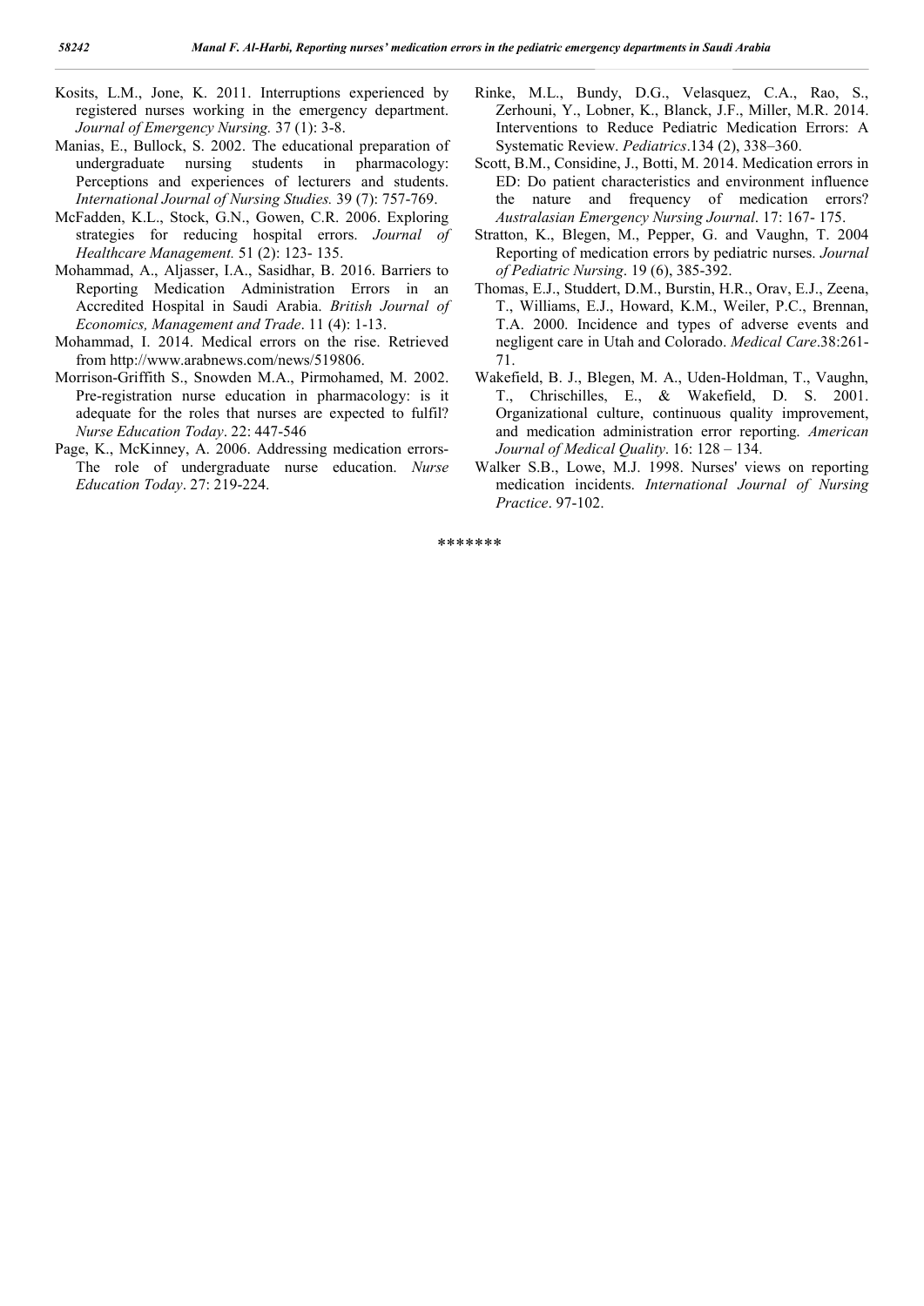Kosits, L.M., Jone, K. 2011. Interruptions experienced by registered nurses working in the emergency department. *Journal of Emergency Nursing.* 37 (1): 3-8.

Manias, E., Bullock, S. 2002. The educational preparation of undergraduate nursing students in pharmacology: Perceptions and experiences of lecturers and students. *International Journal of Nursing Studies.* 39 (7): 757-769.

McFadden, K.L., Stock, G.N., Gowen, C.R. 2006. Exploring strategies for reducing hospital errors. *Journal of Healthcare Management.* 51 (2): 123- 135.

Mohammad, A., Aljasser, I.A., Sasidhar, B. 2016. Barriers to Reporting Medication Administration Errors in an Accredited Hospital in Saudi Arabia. *British Journal of Economics, Management and Trade*. 11 (4): 1-13.

Mohammad, I. 2014. Medical errors on the rise. Retrieved from http://www.arabnews.com/news/519806.

Morrison-Griffith S., Snowden M.A., Pirmohamed, M. 2002. Pre-registration nurse education in pharmacology: is it adequate for the roles that nurses are expected to fulfil? *Nurse Education Today*. 22: 447-546

Page, K., McKinney, A. 2006. Addressing medication errors-The role of undergraduate nurse education. *Nurse Education Today*. 27: 219-224.

Rinke, M.L., Bundy, D.G., Velasquez, C.A., Rao, S., Zerhouni, Y., Lobner, K., Blanck, J.F., Miller, M.R. 2014. Interventions to Reduce Pediatric Medication Errors: A Systematic Review. *Pediatrics*.134 (2), 338–360.

Scott, B.M., Considine, J., Botti, M. 2014. Medication errors in ED: Do patient characteristics and environment influence the nature and frequency of medication errors? *Australasian Emergency Nursing Journal*. 17: 167- 175.

Stratton, K., Blegen, M., Pepper, G. and Vaughn, T. 2004 Reporting of medication errors by pediatric nurses. *Journal of Pediatric Nursing*. 19 (6), 385-392.

Thomas, E.J., Studdert, D.M., Burstin, H.R., Orav, E.J., Zeena, T., Williams, E.J., Howard, K.M., Weiler, P.C., Brennan, T.A. 2000. Incidence and types of adverse events and negligent care in Utah and Colorado. *Medical Care*.38:261-71.

Wakefield, B. J., Blegen, M. A., Uden-Holdman, T., Vaughn, T., Chrischilles, E., & Wakefield, D. S. 2001. Organizational culture, continuous quality improvement, and medication administration error reporting. *American Journal of Medical Quality*. 16: 128 – 134.

Walker S.B., Lowe, M.J. 1998. Nurses' views on reporting medication incidents. *International Journal of Nursing Practice*. 97-102.

\*\*\*\*\*\*\*